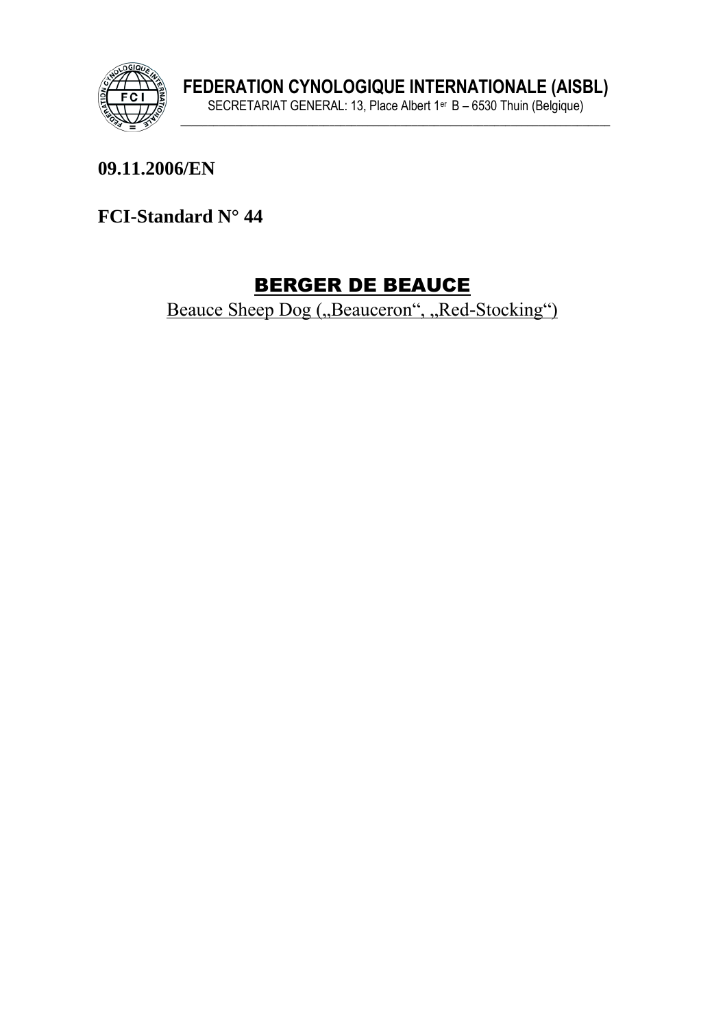**FEDERATION CYNOLOGIQUE INTERNATIONALE (AISBL)**
SECRETARIAT GENERAL: 13, Place Albert 1er B – 6530 Thuin (Belgique)

**09.11.2006/EN**

**FCI-Standard N° 44**

# BERGER DE BEAUCE

Beauce Sheep Dog („Beauceron“, „Red-Stocking“)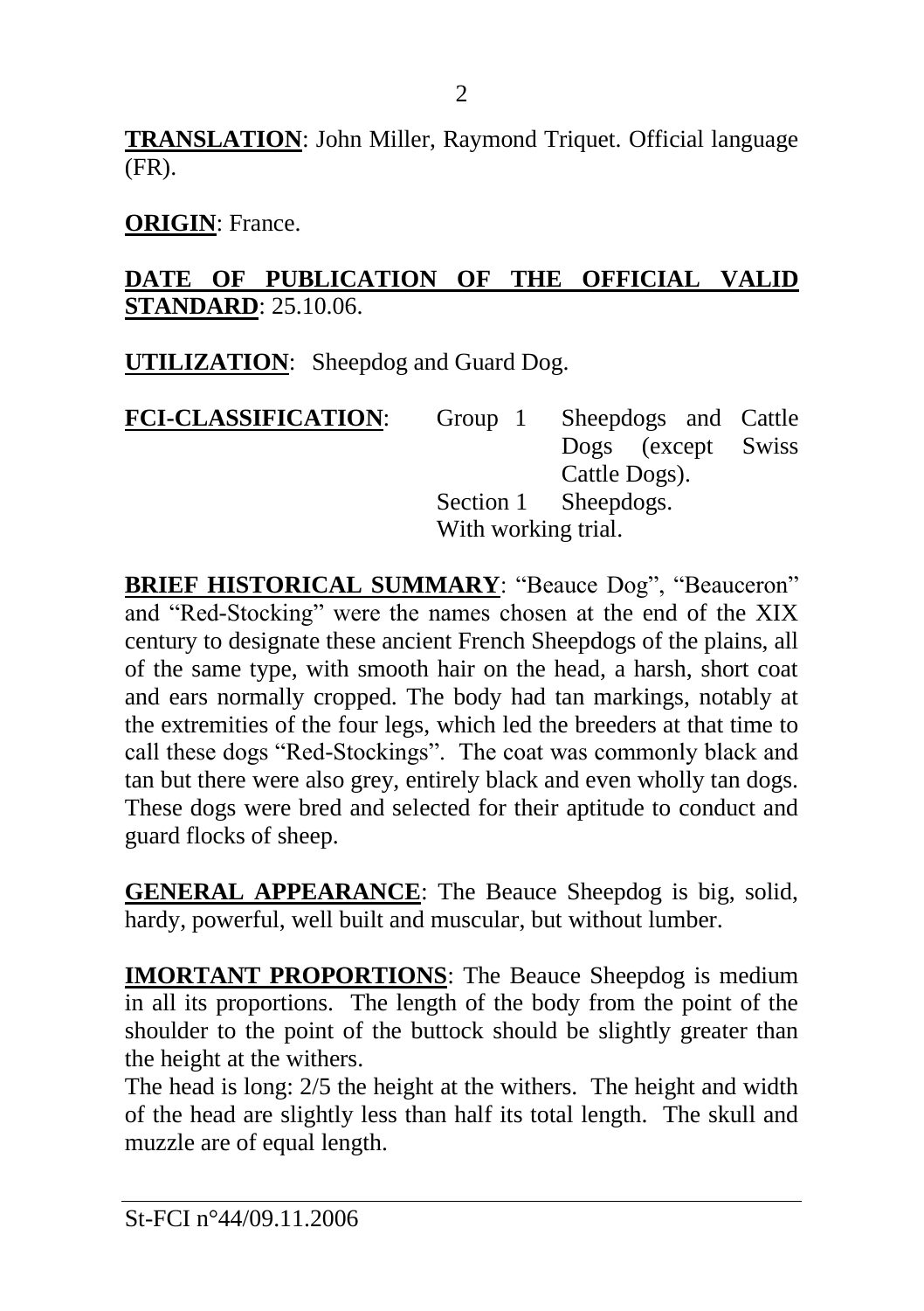**TRANSLATION**: John Miller, Raymond Triquet. Official language (FR).

**ORIGIN**: France.

**DATE OF PUBLICATION OF THE OFFICIAL VALID STANDARD**: 25.10.06.

**UTILIZATION**: Sheepdog and Guard Dog.

**FCI-CLASSIFICATION**: Group 1 Sheepdogs and Cattle Dogs (except Swiss Cattle Dogs).
Section 1 Sheepdogs.
With working trial.

**BRIEF HISTORICAL SUMMARY**: "Beauce Dog", "Beauceron" and "Red-Stocking" were the names chosen at the end of the XIX century to designate these ancient French Sheepdogs of the plains, all of the same type, with smooth hair on the head, a harsh, short coat and ears normally cropped. The body had tan markings, notably at the extremities of the four legs, which led the breeders at that time to call these dogs "Red-Stockings". The coat was commonly black and tan but there were also grey, entirely black and even wholly tan dogs. These dogs were bred and selected for their aptitude to conduct and guard flocks of sheep.

**GENERAL APPEARANCE**: The Beauce Sheepdog is big, solid, hardy, powerful, well built and muscular, but without lumber.

**IMORTANT PROPORTIONS**: The Beauce Sheepdog is medium in all its proportions. The length of the body from the point of the shoulder to the point of the buttock should be slightly greater than the height at the withers.
The head is long: 2/5 the height at the withers. The height and width of the head are slightly less than half its total length. The skull and muzzle are of equal length.

St-FCI n°44/09.11.2006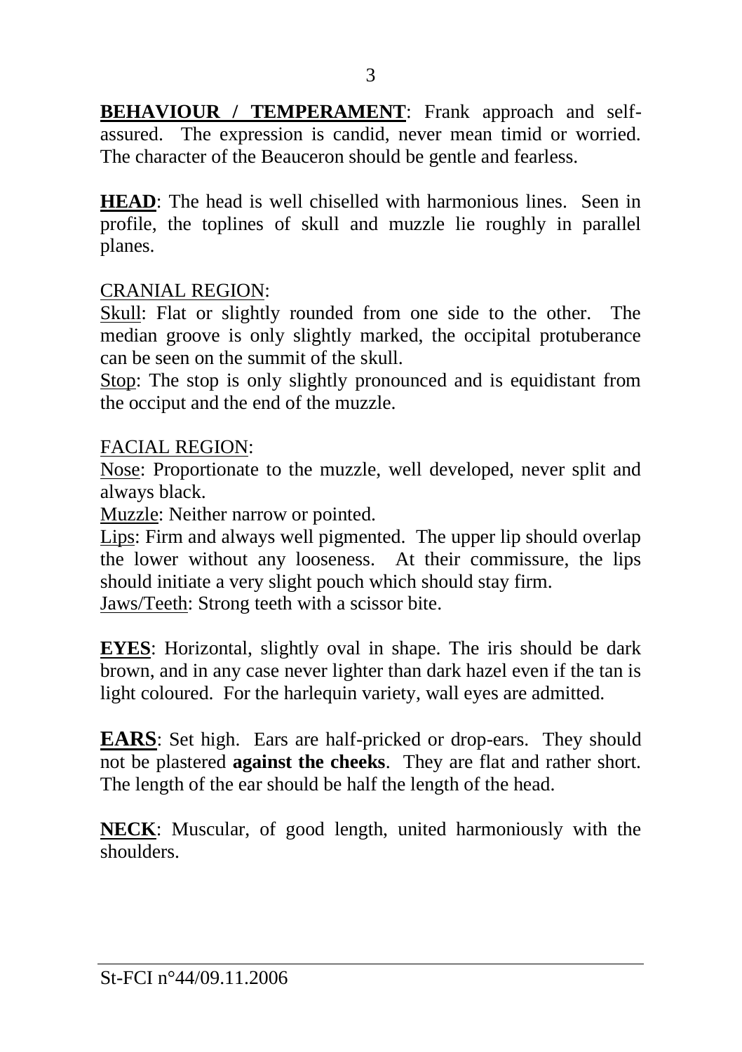**BEHAVIOUR / TEMPERAMENT**: Frank approach and self-assured. The expression is candid, never mean timid or worried. The character of the Beauceron should be gentle and fearless.

**HEAD**: The head is well chiselled with harmonious lines. Seen in profile, the toplines of skull and muzzle lie roughly in parallel planes.

CRANIAL REGION:

Skull: Flat or slightly rounded from one side to the other. The median groove is only slightly marked, the occipital protuberance can be seen on the summit of the skull.

Stop: The stop is only slightly pronounced and is equidistant from the occiput and the end of the muzzle.

FACIAL REGION:

Nose: Proportionate to the muzzle, well developed, never split and always black.

Muzzle: Neither narrow or pointed.

Lips: Firm and always well pigmented. The upper lip should overlap the lower without any looseness. At their commissure, the lips should initiate a very slight pouch which should stay firm.

Jaws/Teeth: Strong teeth with a scissor bite.

**EYES**: Horizontal, slightly oval in shape. The iris should be dark brown, and in any case never lighter than dark hazel even if the tan is light coloured. For the harlequin variety, wall eyes are admitted.

**EARS**: Set high. Ears are half-pricked or drop-ears. They should not be plastered **against the cheeks**. They are flat and rather short. The length of the ear should be half the length of the head.

**NECK**: Muscular, of good length, united harmoniously with the shoulders.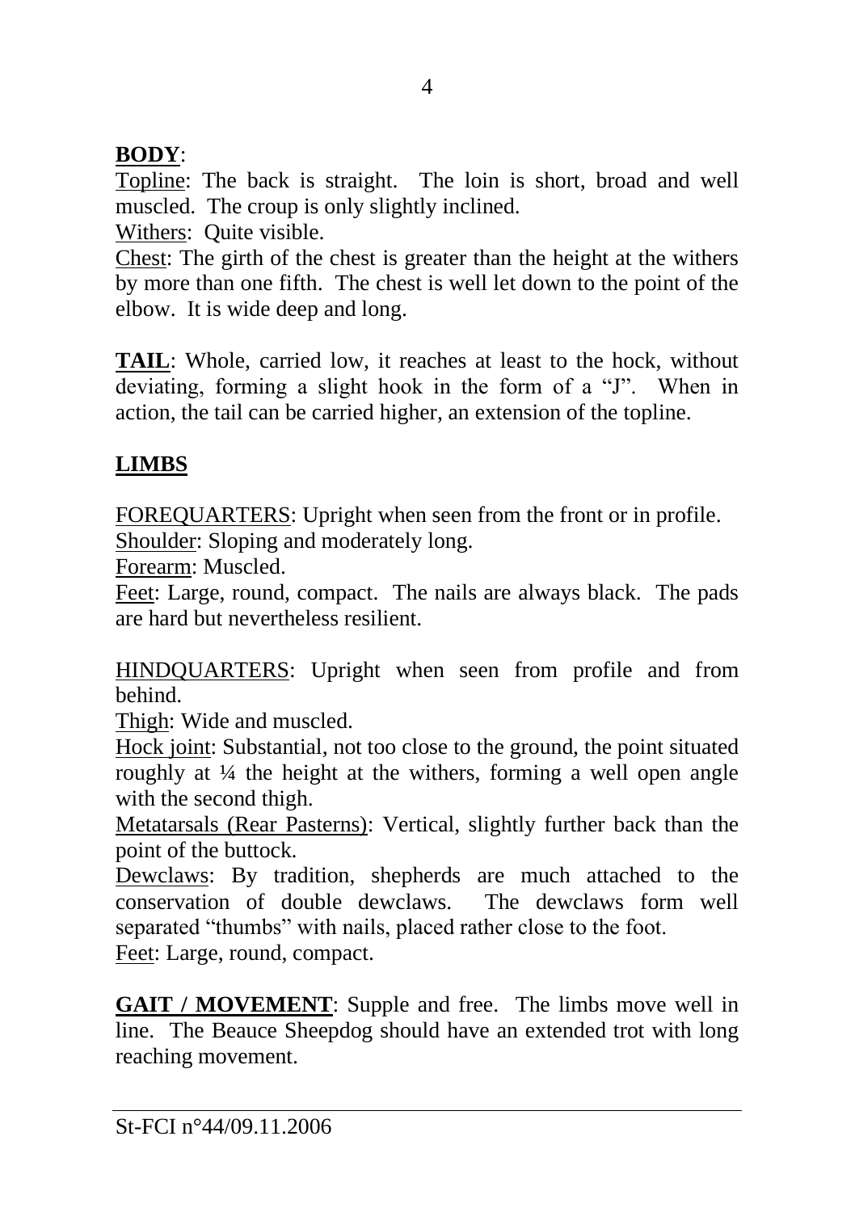**BODY**:

Topline: The back is straight. The loin is short, broad and well muscled. The croup is only slightly inclined.

Withers: Quite visible.

Chest: The girth of the chest is greater than the height at the withers by more than one fifth. The chest is well let down to the point of the elbow. It is wide deep and long.

**TAIL**: Whole, carried low, it reaches at least to the hock, without deviating, forming a slight hook in the form of a "J". When in action, the tail can be carried higher, an extension of the topline.

**LIMBS**

FOREQUARTERS: Upright when seen from the front or in profile.

Shoulder: Sloping and moderately long.

Forearm: Muscled.

Feet: Large, round, compact. The nails are always black. The pads are hard but nevertheless resilient.

HINDQUARTERS: Upright when seen from profile and from behind.

Thigh: Wide and muscled.

Hock joint: Substantial, not too close to the ground, the point situated roughly at ¼ the height at the withers, forming a well open angle with the second thigh.

Metatarsals (Rear Pasterns): Vertical, slightly further back than the point of the buttock.

Dewclaws: By tradition, shepherds are much attached to the conservation of double dewclaws. The dewclaws form well separated "thumbs" with nails, placed rather close to the foot.

Feet: Large, round, compact.

**GAIT / MOVEMENT**: Supple and free. The limbs move well in line. The Beauce Sheepdog should have an extended trot with long reaching movement.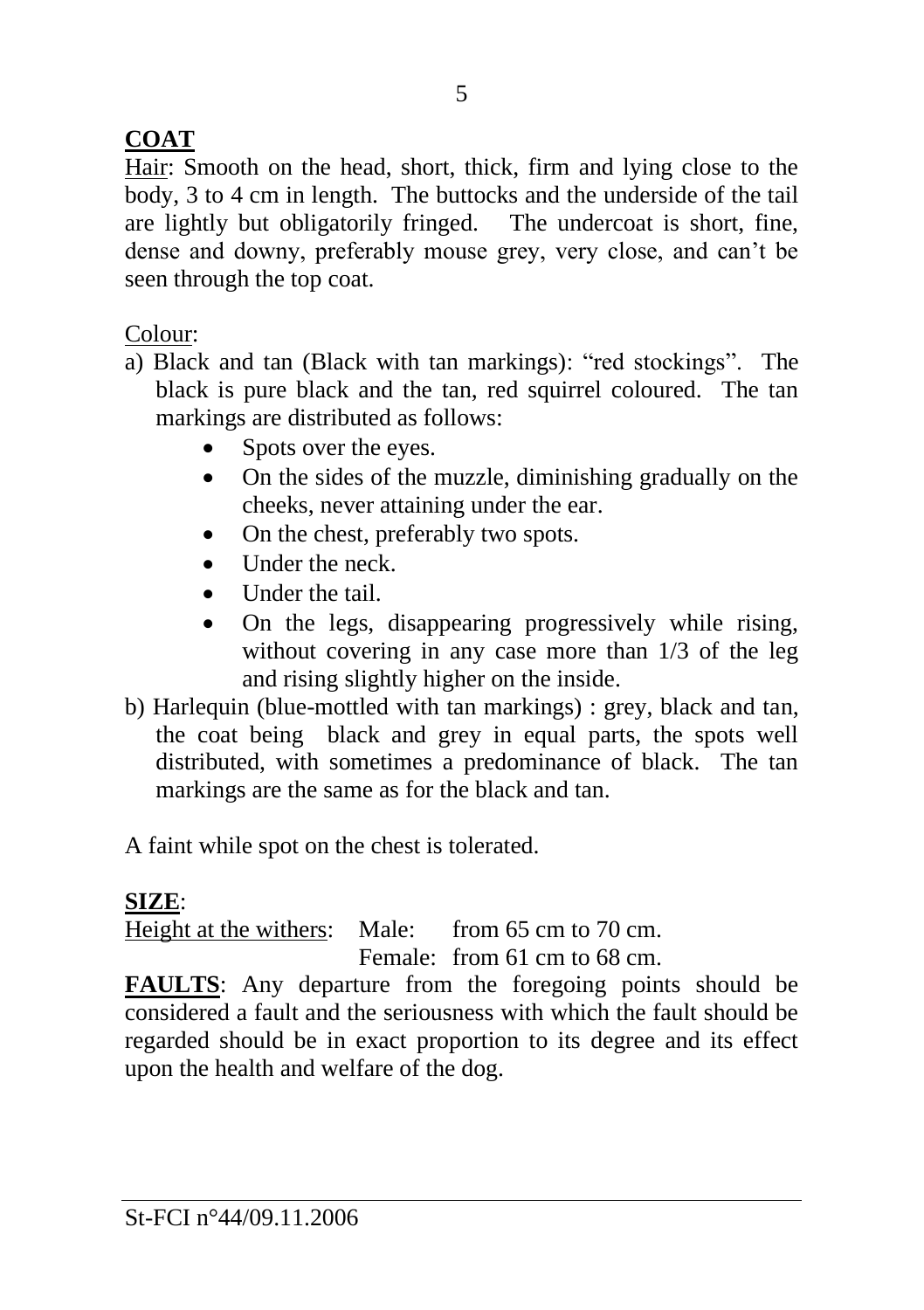**COAT**

Hair: Smooth on the head, short, thick, firm and lying close to the body, 3 to 4 cm in length. The buttocks and the underside of the tail are lightly but obligatorily fringed. The undercoat is short, fine, dense and downy, preferably mouse grey, very close, and can't be seen through the top coat.

Colour:

a) Black and tan (Black with tan markings): "red stockings". The black is pure black and the tan, red squirrel coloured. The tan markings are distributed as follows:
    - Spots over the eyes.
    - On the sides of the muzzle, diminishing gradually on the cheeks, never attaining under the ear.
    - On the chest, preferably two spots.
    - Under the neck.
    - Under the tail.
    - On the legs, disappearing progressively while rising, without covering in any case more than 1/3 of the leg and rising slightly higher on the inside.

b) Harlequin (blue-mottled with tan markings) : grey, black and tan, the coat being black and grey in equal parts, the spots well distributed, with sometimes a predominance of black. The tan markings are the same as for the black and tan.

A faint while spot on the chest is tolerated.

**SIZE**:

Height at the withers: Male: from 65 cm to 70 cm.
Female: from 61 cm to 68 cm.

**FAULTS**: Any departure from the foregoing points should be considered a fault and the seriousness with which the fault should be regarded should be in exact proportion to its degree and its effect upon the health and welfare of the dog.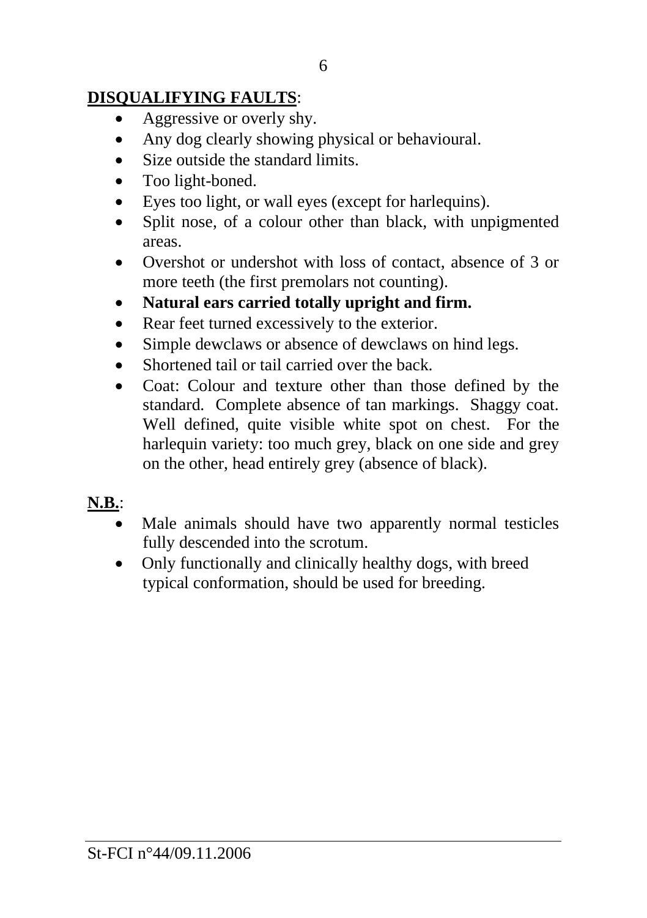**DISQUALIFYING FAULTS**:

- Aggressive or overly shy.
- Any dog clearly showing physical or behavioural.
- Size outside the standard limits.
- Too light-boned.
- Eyes too light, or wall eyes (except for harlequins).
- Split nose, of a colour other than black, with unpigmented areas.
- Overshot or undershot with loss of contact, absence of 3 or more teeth (the first premolars not counting).
- **Natural ears carried totally upright and firm.**
- Rear feet turned excessively to the exterior.
- Simple dewclaws or absence of dewclaws on hind legs.
- Shortened tail or tail carried over the back.
- Coat: Colour and texture other than those defined by the standard. Complete absence of tan markings. Shaggy coat. Well defined, quite visible white spot on chest. For the harlequin variety: too much grey, black on one side and grey on the other, head entirely grey (absence of black).

**N.B.**:

- Male animals should have two apparently normal testicles fully descended into the scrotum.
- Only functionally and clinically healthy dogs, with breed typical conformation, should be used for breeding.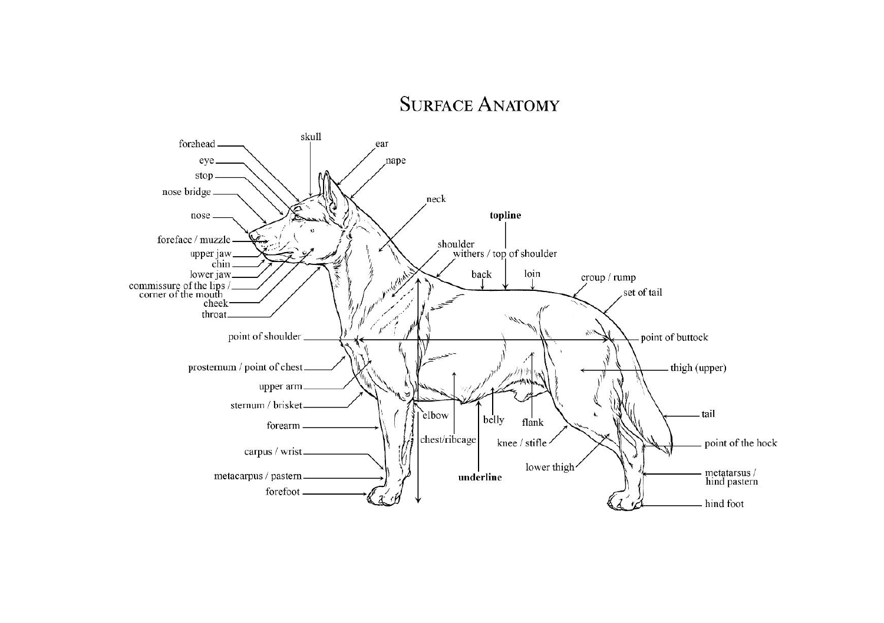# Surface Anatomy

forehead
eye
stop
nose bridge
nose
foreface / muzzle
upper jaw
chin
lower jaw
commissure of the lips / corner of the mouth
cheek
throat
skull
ear
nape
neck
topline
shoulder
withers / top of shoulder
back
loin
croup / rump
set of tail
point of shoulder
point of buttock
prosternum / point of chest
thigh (upper)
upper arm
sternum / brisket
elbow
belly
flank
tail
forearm
chest/ribcage
knee / stifle
point of the hock
carpus / wrist
lower thigh
metacarpus / pastern
underline
metatarsus / hind pastern
forefoot
hind foot